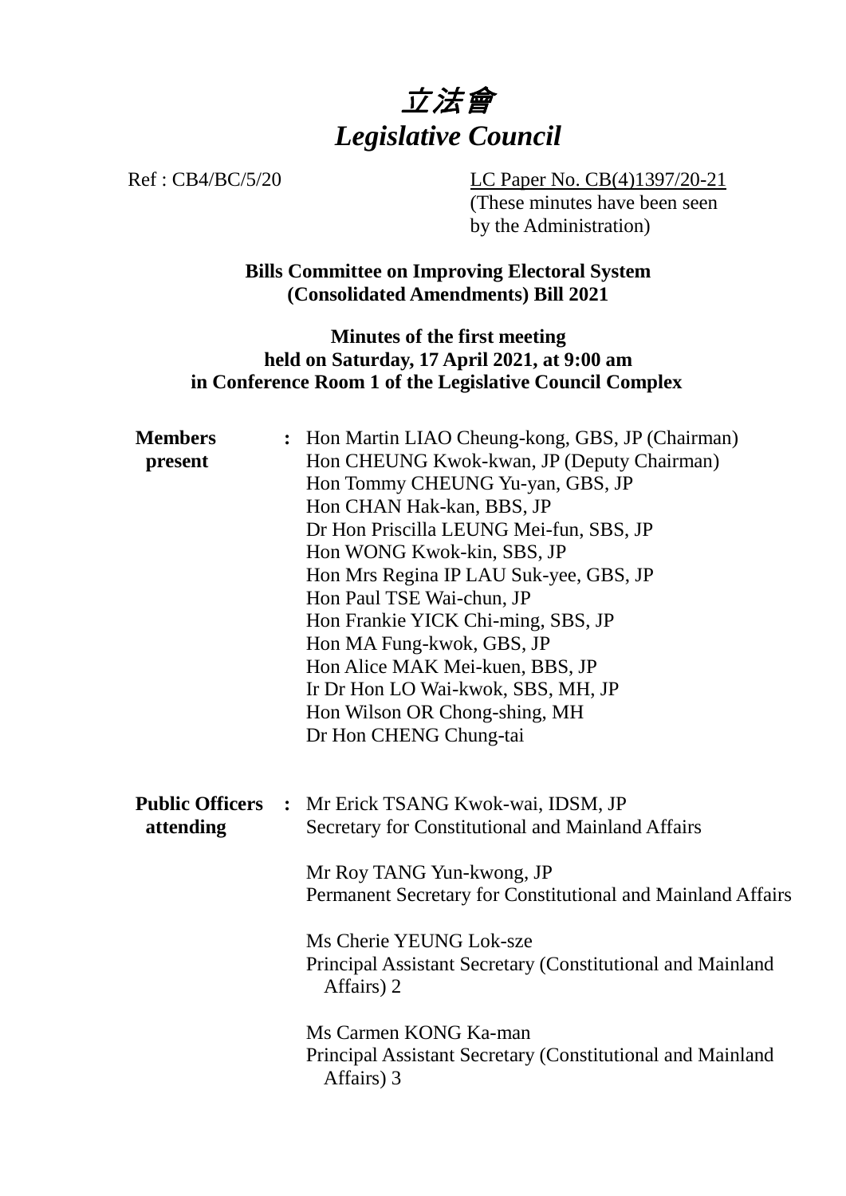# 立法會
# *Legislative Council*

Ref : CB4/BC/5/20

LC Paper No. CB(4)1397/20-21
(These minutes have been seen by the Administration)

**Bills Committee on Improving Electoral System (Consolidated Amendments) Bill 2021**

**Minutes of the first meeting held on Saturday, 17 April 2021, at 9:00 am in Conference Room 1 of the Legislative Council Complex**

**Members present** : Hon Martin LIAO Cheung-kong, GBS, JP (Chairman)
Hon CHEUNG Kwok-kwan, JP (Deputy Chairman)
Hon Tommy CHEUNG Yu-yan, GBS, JP
Hon CHAN Hak-kan, BBS, JP
Dr Hon Priscilla LEUNG Mei-fun, SBS, JP
Hon WONG Kwok-kin, SBS, JP
Hon Mrs Regina IP LAU Suk-yee, GBS, JP
Hon Paul TSE Wai-chun, JP
Hon Frankie YICK Chi-ming, SBS, JP
Hon MA Fung-kwok, GBS, JP
Hon Alice MAK Mei-kuen, BBS, JP
Ir Dr Hon LO Wai-kwok, SBS, MH, JP
Hon Wilson OR Chong-shing, MH
Dr Hon CHENG Chung-tai

**Public Officers attending** : Mr Erick TSANG Kwok-wai, IDSM, JP
Secretary for Constitutional and Mainland Affairs

Mr Roy TANG Yun-kwong, JP
Permanent Secretary for Constitutional and Mainland Affairs

Ms Cherie YEUNG Lok-sze
Principal Assistant Secretary (Constitutional and Mainland Affairs) 2

Ms Carmen KONG Ka-man
Principal Assistant Secretary (Constitutional and Mainland Affairs) 3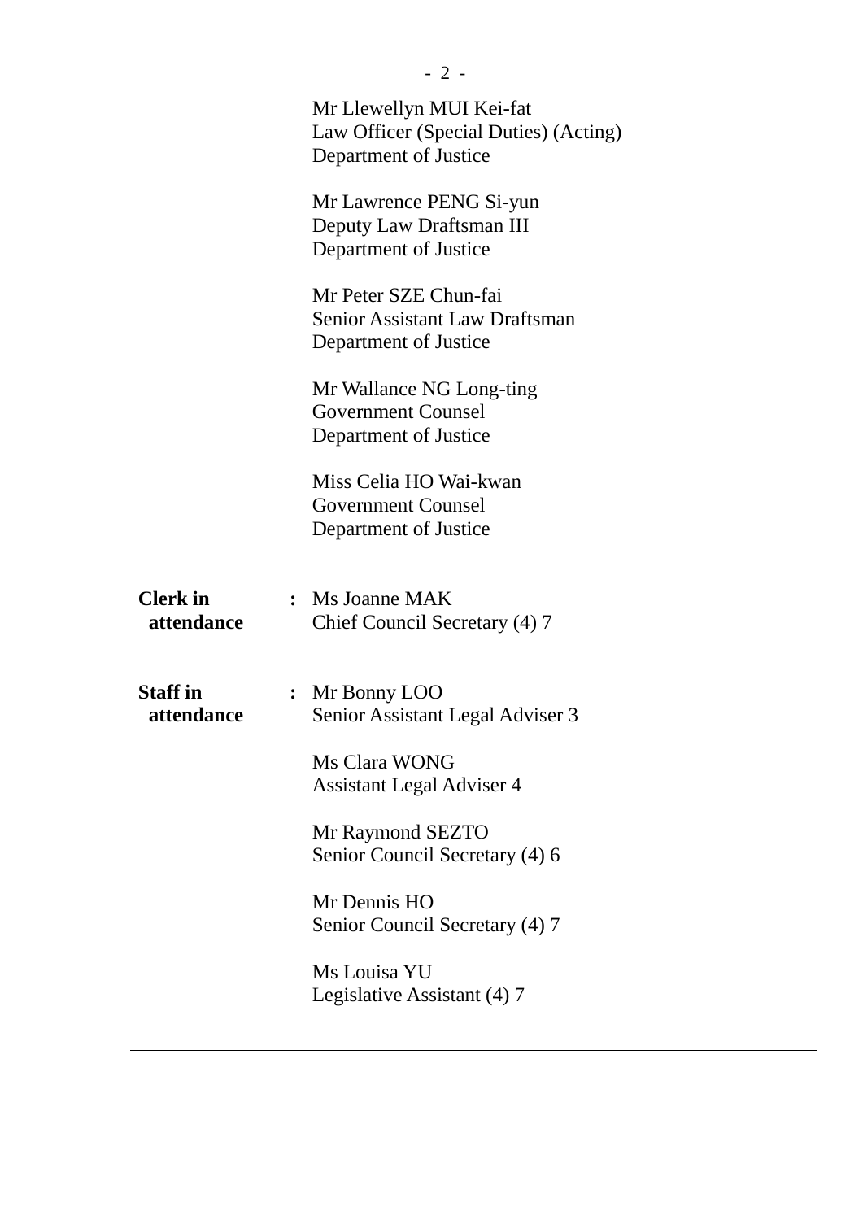Mr Llewellyn MUI Kei-fat
Law Officer (Special Duties) (Acting)
Department of Justice

Mr Lawrence PENG Si-yun
Deputy Law Draftsman III
Department of Justice

Mr Peter SZE Chun-fai
Senior Assistant Law Draftsman
Department of Justice

Mr Wallance NG Long-ting
Government Counsel
Department of Justice

Miss Celia HO Wai-kwan
Government Counsel
Department of Justice

**Clerk in attendance** : Ms Joanne MAK
Chief Council Secretary (4) 7

**Staff in attendance** : Mr Bonny LOO
Senior Assistant Legal Adviser 3

Ms Clara WONG
Assistant Legal Adviser 4

Mr Raymond SEZTO
Senior Council Secretary (4) 6

Mr Dennis HO
Senior Council Secretary (4) 7

Ms Louisa YU
Legislative Assistant (4) 7

---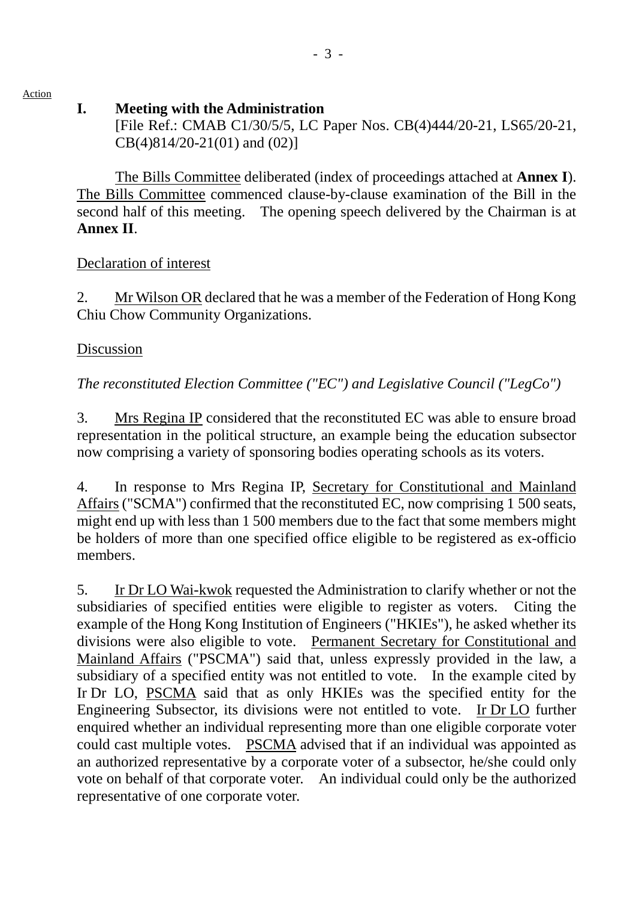Action

## I. Meeting with the Administration

[File Ref.: CMAB C1/30/5/5, LC Paper Nos. CB(4)444/20-21, LS65/20-21, CB(4)814/20-21(01) and (02)]

The Bills Committee deliberated (index of proceedings attached at **Annex I**). The Bills Committee commenced clause-by-clause examination of the Bill in the second half of this meeting. The opening speech delivered by the Chairman is at **Annex II**.

Declaration of interest

2. Mr Wilson OR declared that he was a member of the Federation of Hong Kong Chiu Chow Community Organizations.

Discussion

*The reconstituted Election Committee ("EC") and Legislative Council ("LegCo")*

3. Mrs Regina IP considered that the reconstituted EC was able to ensure broad representation in the political structure, an example being the education subsector now comprising a variety of sponsoring bodies operating schools as its voters.

4. In response to Mrs Regina IP, Secretary for Constitutional and Mainland Affairs ("SCMA") confirmed that the reconstituted EC, now comprising 1 500 seats, might end up with less than 1 500 members due to the fact that some members might be holders of more than one specified office eligible to be registered as ex-officio members.

5. Ir Dr LO Wai-kwok requested the Administration to clarify whether or not the subsidiaries of specified entities were eligible to register as voters. Citing the example of the Hong Kong Institution of Engineers ("HKIEs"), he asked whether its divisions were also eligible to vote. Permanent Secretary for Constitutional and Mainland Affairs ("PSCMA") said that, unless expressly provided in the law, a subsidiary of a specified entity was not entitled to vote. In the example cited by Ir Dr LO, PSCMA said that as only HKIEs was the specified entity for the Engineering Subsector, its divisions were not entitled to vote. Ir Dr LO further enquired whether an individual representing more than one eligible corporate voter could cast multiple votes. PSCMA advised that if an individual was appointed as an authorized representative by a corporate voter of a subsector, he/she could only vote on behalf of that corporate voter. An individual could only be the authorized representative of one corporate voter.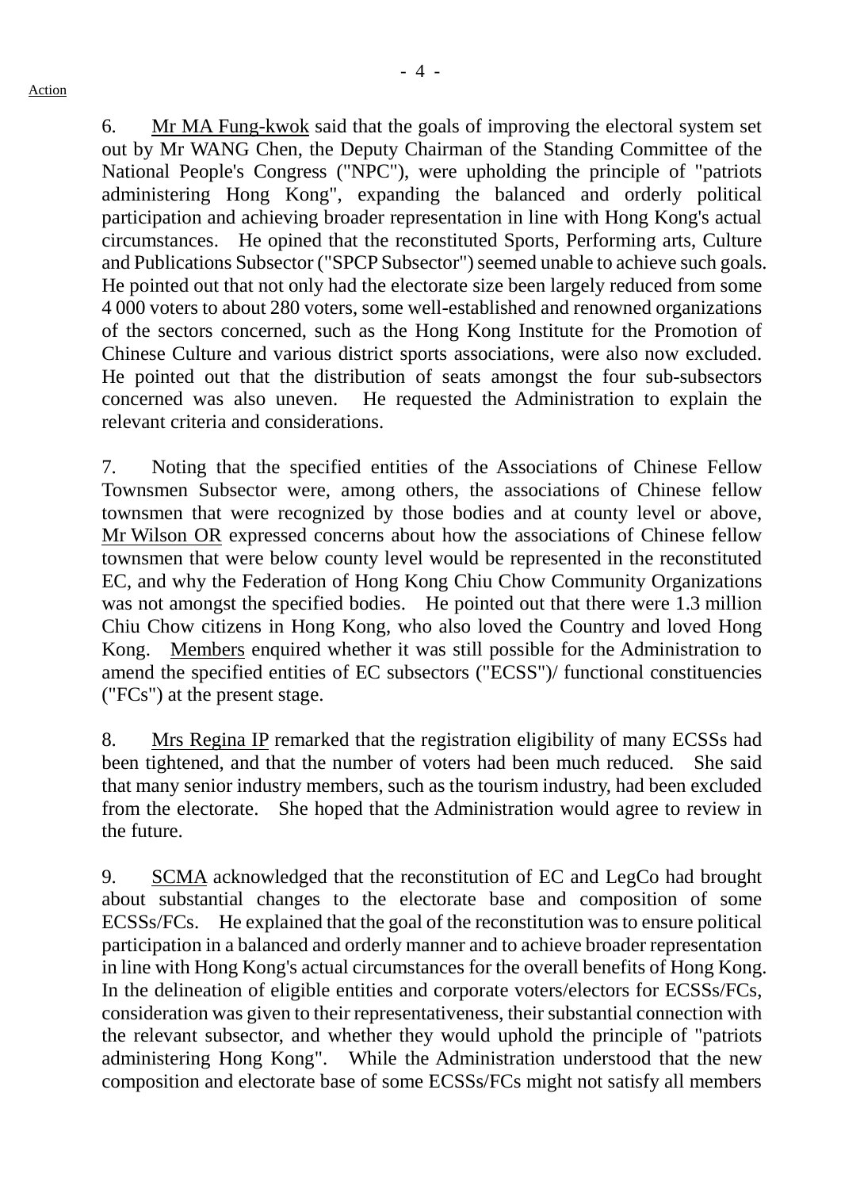6. Mr MA Fung-kwok said that the goals of improving the electoral system set out by Mr WANG Chen, the Deputy Chairman of the Standing Committee of the National People's Congress ("NPC"), were upholding the principle of "patriots administering Hong Kong", expanding the balanced and orderly political participation and achieving broader representation in line with Hong Kong's actual circumstances. He opined that the reconstituted Sports, Performing arts, Culture and Publications Subsector ("SPCP Subsector") seemed unable to achieve such goals. He pointed out that not only had the electorate size been largely reduced from some 4 000 voters to about 280 voters, some well-established and renowned organizations of the sectors concerned, such as the Hong Kong Institute for the Promotion of Chinese Culture and various district sports associations, were also now excluded. He pointed out that the distribution of seats amongst the four sub-subsectors concerned was also uneven. He requested the Administration to explain the relevant criteria and considerations.

7. Noting that the specified entities of the Associations of Chinese Fellow Townsmen Subsector were, among others, the associations of Chinese fellow townsmen that were recognized by those bodies and at county level or above, Mr Wilson OR expressed concerns about how the associations of Chinese fellow townsmen that were below county level would be represented in the reconstituted EC, and why the Federation of Hong Kong Chiu Chow Community Organizations was not amongst the specified bodies. He pointed out that there were 1.3 million Chiu Chow citizens in Hong Kong, who also loved the Country and loved Hong Kong. Members enquired whether it was still possible for the Administration to amend the specified entities of EC subsectors ("ECSS")/ functional constituencies ("FCs") at the present stage.

8. Mrs Regina IP remarked that the registration eligibility of many ECSSs had been tightened, and that the number of voters had been much reduced. She said that many senior industry members, such as the tourism industry, had been excluded from the electorate. She hoped that the Administration would agree to review in the future.

9. SCMA acknowledged that the reconstitution of EC and LegCo had brought about substantial changes to the electorate base and composition of some ECSSs/FCs. He explained that the goal of the reconstitution was to ensure political participation in a balanced and orderly manner and to achieve broader representation in line with Hong Kong's actual circumstances for the overall benefits of Hong Kong. In the delineation of eligible entities and corporate voters/electors for ECSSs/FCs, consideration was given to their representativeness, their substantial connection with the relevant subsector, and whether they would uphold the principle of "patriots administering Hong Kong". While the Administration understood that the new composition and electorate base of some ECSSs/FCs might not satisfy all members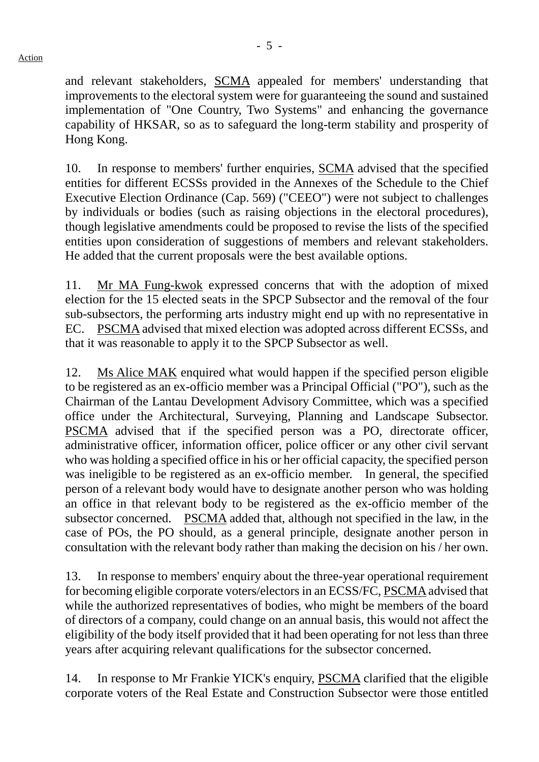and relevant stakeholders, SCMA appealed for members' understanding that improvements to the electoral system were for guaranteeing the sound and sustained implementation of "One Country, Two Systems" and enhancing the governance capability of HKSAR, so as to safeguard the long-term stability and prosperity of Hong Kong.

10. In response to members' further enquiries, SCMA advised that the specified entities for different ECSSs provided in the Annexes of the Schedule to the Chief Executive Election Ordinance (Cap. 569) ("CEEO") were not subject to challenges by individuals or bodies (such as raising objections in the electoral procedures), though legislative amendments could be proposed to revise the lists of the specified entities upon consideration of suggestions of members and relevant stakeholders. He added that the current proposals were the best available options.

11. Mr MA Fung-kwok expressed concerns that with the adoption of mixed election for the 15 elected seats in the SPCP Subsector and the removal of the four sub-subsectors, the performing arts industry might end up with no representative in EC. PSCMA advised that mixed election was adopted across different ECSSs, and that it was reasonable to apply it to the SPCP Subsector as well.

12. Ms Alice MAK enquired what would happen if the specified person eligible to be registered as an ex-officio member was a Principal Official ("PO"), such as the Chairman of the Lantau Development Advisory Committee, which was a specified office under the Architectural, Surveying, Planning and Landscape Subsector. PSCMA advised that if the specified person was a PO, directorate officer, administrative officer, information officer, police officer or any other civil servant who was holding a specified office in his or her official capacity, the specified person was ineligible to be registered as an ex-officio member. In general, the specified person of a relevant body would have to designate another person who was holding an office in that relevant body to be registered as the ex-officio member of the subsector concerned. PSCMA added that, although not specified in the law, in the case of POs, the PO should, as a general principle, designate another person in consultation with the relevant body rather than making the decision on his / her own.

13. In response to members' enquiry about the three-year operational requirement for becoming eligible corporate voters/electors in an ECSS/FC, PSCMA advised that while the authorized representatives of bodies, who might be members of the board of directors of a company, could change on an annual basis, this would not affect the eligibility of the body itself provided that it had been operating for not less than three years after acquiring relevant qualifications for the subsector concerned.

14. In response to Mr Frankie YICK's enquiry, PSCMA clarified that the eligible corporate voters of the Real Estate and Construction Subsector were those entitled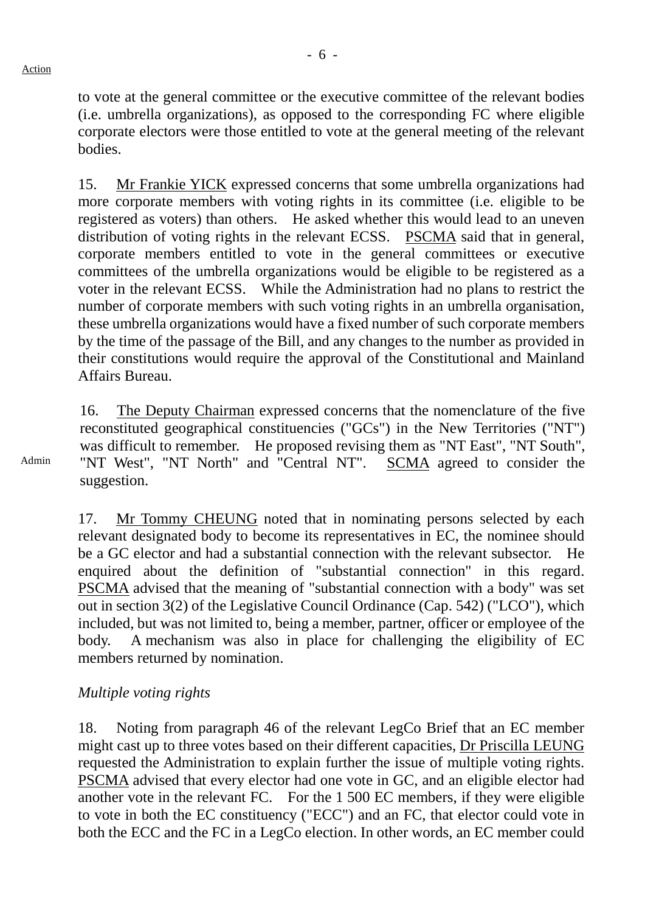Action

to vote at the general committee or the executive committee of the relevant bodies (i.e. umbrella organizations), as opposed to the corresponding FC where eligible corporate electors were those entitled to vote at the general meeting of the relevant bodies.

15. Mr Frankie YICK expressed concerns that some umbrella organizations had more corporate members with voting rights in its committee (i.e. eligible to be registered as voters) than others. He asked whether this would lead to an uneven distribution of voting rights in the relevant ECSS. PSCMA said that in general, corporate members entitled to vote in the general committees or executive committees of the umbrella organizations would be eligible to be registered as a voter in the relevant ECSS. While the Administration had no plans to restrict the number of corporate members with such voting rights in an umbrella organisation, these umbrella organizations would have a fixed number of such corporate members by the time of the passage of the Bill, and any changes to the number as provided in their constitutions would require the approval of the Constitutional and Mainland Affairs Bureau.

16. The Deputy Chairman expressed concerns that the nomenclature of the five reconstituted geographical constituencies ("GCs") in the New Territories ("NT") was difficult to remember. He proposed revising them as "NT East", "NT South", "NT West", "NT North" and "Central NT". SCMA agreed to consider the suggestion.

Admin

17. Mr Tommy CHEUNG noted that in nominating persons selected by each relevant designated body to become its representatives in EC, the nominee should be a GC elector and had a substantial connection with the relevant subsector. He enquired about the definition of "substantial connection" in this regard. PSCMA advised that the meaning of "substantial connection with a body" was set out in section 3(2) of the Legislative Council Ordinance (Cap. 542) ("LCO"), which included, but was not limited to, being a member, partner, officer or employee of the body. A mechanism was also in place for challenging the eligibility of EC members returned by nomination.

*Multiple voting rights*

18. Noting from paragraph 46 of the relevant LegCo Brief that an EC member might cast up to three votes based on their different capacities, Dr Priscilla LEUNG requested the Administration to explain further the issue of multiple voting rights. PSCMA advised that every elector had one vote in GC, and an eligible elector had another vote in the relevant FC. For the 1 500 EC members, if they were eligible to vote in both the EC constituency ("ECC") and an FC, that elector could vote in both the ECC and the FC in a LegCo election. In other words, an EC member could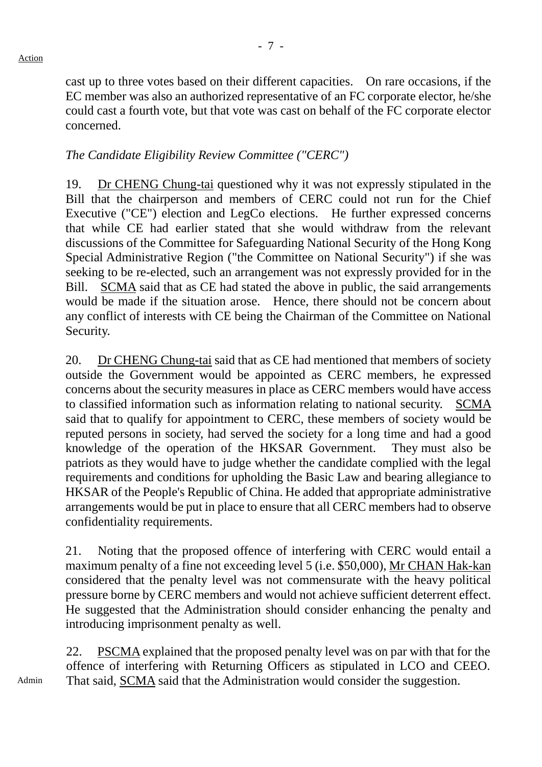cast up to three votes based on their different capacities. On rare occasions, if the EC member was also an authorized representative of an FC corporate elector, he/she could cast a fourth vote, but that vote was cast on behalf of the FC corporate elector concerned.

*The Candidate Eligibility Review Committee ("CERC")*

19. Dr CHENG Chung-tai questioned why it was not expressly stipulated in the Bill that the chairperson and members of CERC could not run for the Chief Executive ("CE") election and LegCo elections. He further expressed concerns that while CE had earlier stated that she would withdraw from the relevant discussions of the Committee for Safeguarding National Security of the Hong Kong Special Administrative Region ("the Committee on National Security") if she was seeking to be re-elected, such an arrangement was not expressly provided for in the Bill. SCMA said that as CE had stated the above in public, the said arrangements would be made if the situation arose. Hence, there should not be concern about any conflict of interests with CE being the Chairman of the Committee on National Security.

20. Dr CHENG Chung-tai said that as CE had mentioned that members of society outside the Government would be appointed as CERC members, he expressed concerns about the security measures in place as CERC members would have access to classified information such as information relating to national security. SCMA said that to qualify for appointment to CERC, these members of society would be reputed persons in society, had served the society for a long time and had a good knowledge of the operation of the HKSAR Government. They must also be patriots as they would have to judge whether the candidate complied with the legal requirements and conditions for upholding the Basic Law and bearing allegiance to HKSAR of the People's Republic of China. He added that appropriate administrative arrangements would be put in place to ensure that all CERC members had to observe confidentiality requirements.

21. Noting that the proposed offence of interfering with CERC would entail a maximum penalty of a fine not exceeding level 5 (i.e. $50,000), Mr CHAN Hak-kan considered that the penalty level was not commensurate with the heavy political pressure borne by CERC members and would not achieve sufficient deterrent effect. He suggested that the Administration should consider enhancing the penalty and introducing imprisonment penalty as well.

22. PSCMA explained that the proposed penalty level was on par with that for the offence of interfering with Returning Officers as stipulated in LCO and CEEO. That said, SCMA said that the Administration would consider the suggestion.

Admin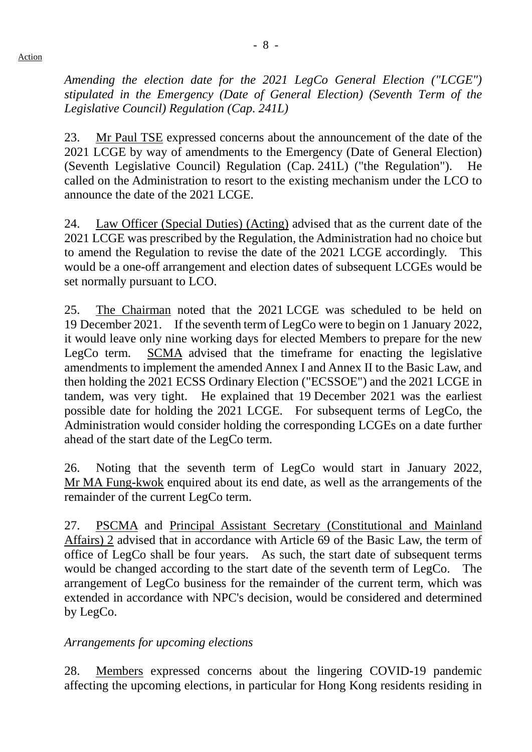*Amending the election date for the 2021 LegCo General Election ("LCGE") stipulated in the Emergency (Date of General Election) (Seventh Term of the Legislative Council) Regulation (Cap. 241L)*

23. Mr Paul TSE expressed concerns about the announcement of the date of the 2021 LCGE by way of amendments to the Emergency (Date of General Election) (Seventh Legislative Council) Regulation (Cap. 241L) ("the Regulation"). He called on the Administration to resort to the existing mechanism under the LCO to announce the date of the 2021 LCGE.

24. Law Officer (Special Duties) (Acting) advised that as the current date of the 2021 LCGE was prescribed by the Regulation, the Administration had no choice but to amend the Regulation to revise the date of the 2021 LCGE accordingly. This would be a one-off arrangement and election dates of subsequent LCGEs would be set normally pursuant to LCO.

25. The Chairman noted that the 2021 LCGE was scheduled to be held on 19 December 2021. If the seventh term of LegCo were to begin on 1 January 2022, it would leave only nine working days for elected Members to prepare for the new LegCo term. SCMA advised that the timeframe for enacting the legislative amendments to implement the amended Annex I and Annex II to the Basic Law, and then holding the 2021 ECSS Ordinary Election ("ECSSOE") and the 2021 LCGE in tandem, was very tight. He explained that 19 December 2021 was the earliest possible date for holding the 2021 LCGE. For subsequent terms of LegCo, the Administration would consider holding the corresponding LCGEs on a date further ahead of the start date of the LegCo term.

26. Noting that the seventh term of LegCo would start in January 2022, Mr MA Fung-kwok enquired about its end date, as well as the arrangements of the remainder of the current LegCo term.

27. PSCMA and Principal Assistant Secretary (Constitutional and Mainland Affairs) 2 advised that in accordance with Article 69 of the Basic Law, the term of office of LegCo shall be four years. As such, the start date of subsequent terms would be changed according to the start date of the seventh term of LegCo. The arrangement of LegCo business for the remainder of the current term, which was extended in accordance with NPC's decision, would be considered and determined by LegCo.

*Arrangements for upcoming elections*

28. Members expressed concerns about the lingering COVID-19 pandemic affecting the upcoming elections, in particular for Hong Kong residents residing in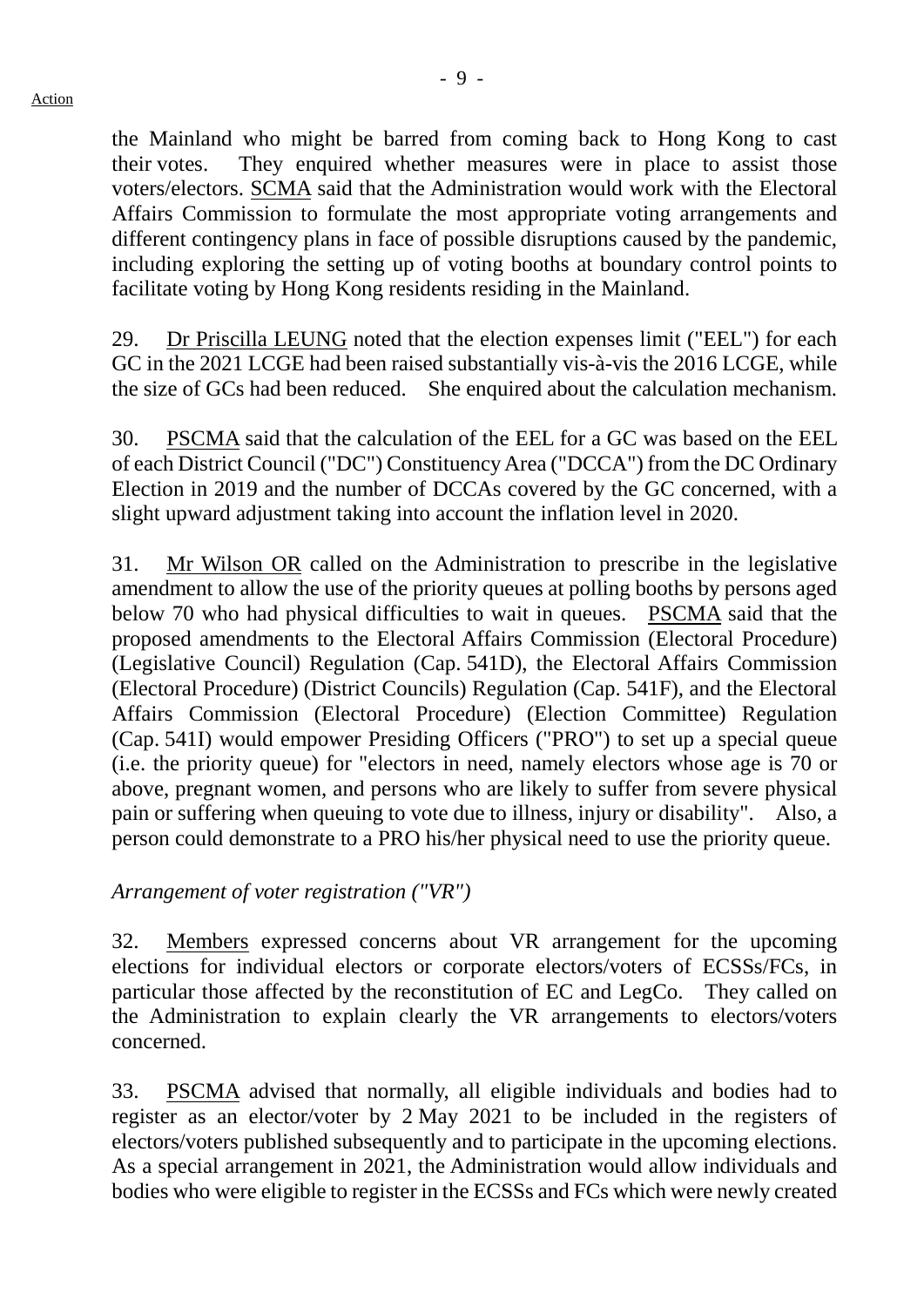the Mainland who might be barred from coming back to Hong Kong to cast their votes. They enquired whether measures were in place to assist those voters/electors. SCMA said that the Administration would work with the Electoral Affairs Commission to formulate the most appropriate voting arrangements and different contingency plans in face of possible disruptions caused by the pandemic, including exploring the setting up of voting booths at boundary control points to facilitate voting by Hong Kong residents residing in the Mainland.

29. Dr Priscilla LEUNG noted that the election expenses limit ("EEL") for each GC in the 2021 LCGE had been raised substantially vis-à-vis the 2016 LCGE, while the size of GCs had been reduced. She enquired about the calculation mechanism.

30. PSCMA said that the calculation of the EEL for a GC was based on the EEL of each District Council ("DC") Constituency Area ("DCCA") from the DC Ordinary Election in 2019 and the number of DCCAs covered by the GC concerned, with a slight upward adjustment taking into account the inflation level in 2020.

31. Mr Wilson OR called on the Administration to prescribe in the legislative amendment to allow the use of the priority queues at polling booths by persons aged below 70 who had physical difficulties to wait in queues. PSCMA said that the proposed amendments to the Electoral Affairs Commission (Electoral Procedure) (Legislative Council) Regulation (Cap. 541D), the Electoral Affairs Commission (Electoral Procedure) (District Councils) Regulation (Cap. 541F), and the Electoral Affairs Commission (Electoral Procedure) (Election Committee) Regulation (Cap. 541I) would empower Presiding Officers ("PRO") to set up a special queue (i.e. the priority queue) for "electors in need, namely electors whose age is 70 or above, pregnant women, and persons who are likely to suffer from severe physical pain or suffering when queuing to vote due to illness, injury or disability". Also, a person could demonstrate to a PRO his/her physical need to use the priority queue.

*Arrangement of voter registration ("VR")*

32. Members expressed concerns about VR arrangement for the upcoming elections for individual electors or corporate electors/voters of ECSSs/FCs, in particular those affected by the reconstitution of EC and LegCo. They called on the Administration to explain clearly the VR arrangements to electors/voters concerned.

33. PSCMA advised that normally, all eligible individuals and bodies had to register as an elector/voter by 2 May 2021 to be included in the registers of electors/voters published subsequently and to participate in the upcoming elections. As a special arrangement in 2021, the Administration would allow individuals and bodies who were eligible to register in the ECSSs and FCs which were newly created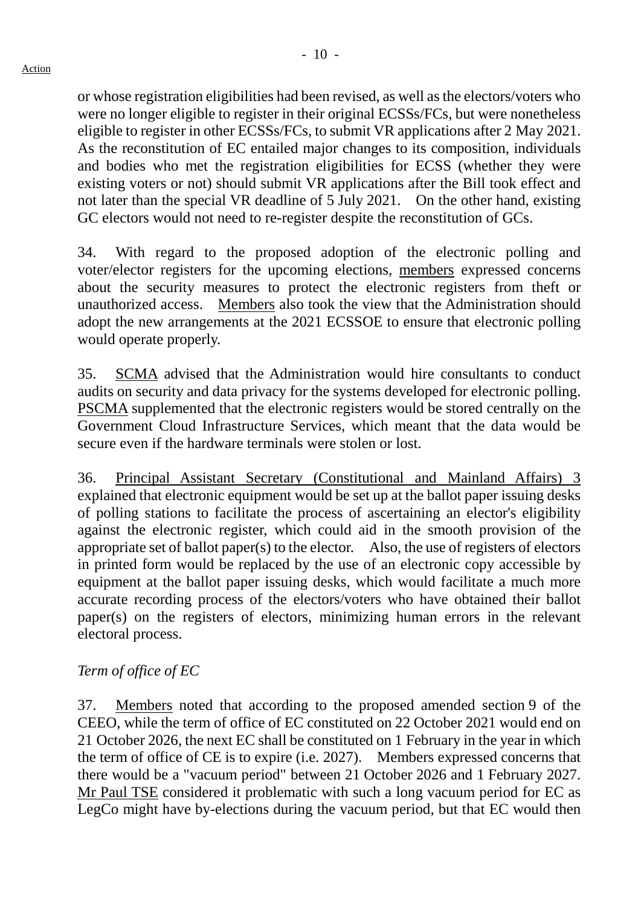or whose registration eligibilities had been revised, as well as the electors/voters who were no longer eligible to register in their original ECSSs/FCs, but were nonetheless eligible to register in other ECSSs/FCs, to submit VR applications after 2 May 2021. As the reconstitution of EC entailed major changes to its composition, individuals and bodies who met the registration eligibilities for ECSS (whether they were existing voters or not) should submit VR applications after the Bill took effect and not later than the special VR deadline of 5 July 2021. On the other hand, existing GC electors would not need to re-register despite the reconstitution of GCs.

34. With regard to the proposed adoption of the electronic polling and voter/elector registers for the upcoming elections, members expressed concerns about the security measures to protect the electronic registers from theft or unauthorized access. Members also took the view that the Administration should adopt the new arrangements at the 2021 ECSSOE to ensure that electronic polling would operate properly.

35. SCMA advised that the Administration would hire consultants to conduct audits on security and data privacy for the systems developed for electronic polling. PSCMA supplemented that the electronic registers would be stored centrally on the Government Cloud Infrastructure Services, which meant that the data would be secure even if the hardware terminals were stolen or lost.

36. Principal Assistant Secretary (Constitutional and Mainland Affairs) 3 explained that electronic equipment would be set up at the ballot paper issuing desks of polling stations to facilitate the process of ascertaining an elector's eligibility against the electronic register, which could aid in the smooth provision of the appropriate set of ballot paper(s) to the elector. Also, the use of registers of electors in printed form would be replaced by the use of an electronic copy accessible by equipment at the ballot paper issuing desks, which would facilitate a much more accurate recording process of the electors/voters who have obtained their ballot paper(s) on the registers of electors, minimizing human errors in the relevant electoral process.

*Term of office of EC*

37. Members noted that according to the proposed amended section 9 of the CEEO, while the term of office of EC constituted on 22 October 2021 would end on 21 October 2026, the next EC shall be constituted on 1 February in the year in which the term of office of CE is to expire (i.e. 2027). Members expressed concerns that there would be a "vacuum period" between 21 October 2026 and 1 February 2027. Mr Paul TSE considered it problematic with such a long vacuum period for EC as LegCo might have by-elections during the vacuum period, but that EC would then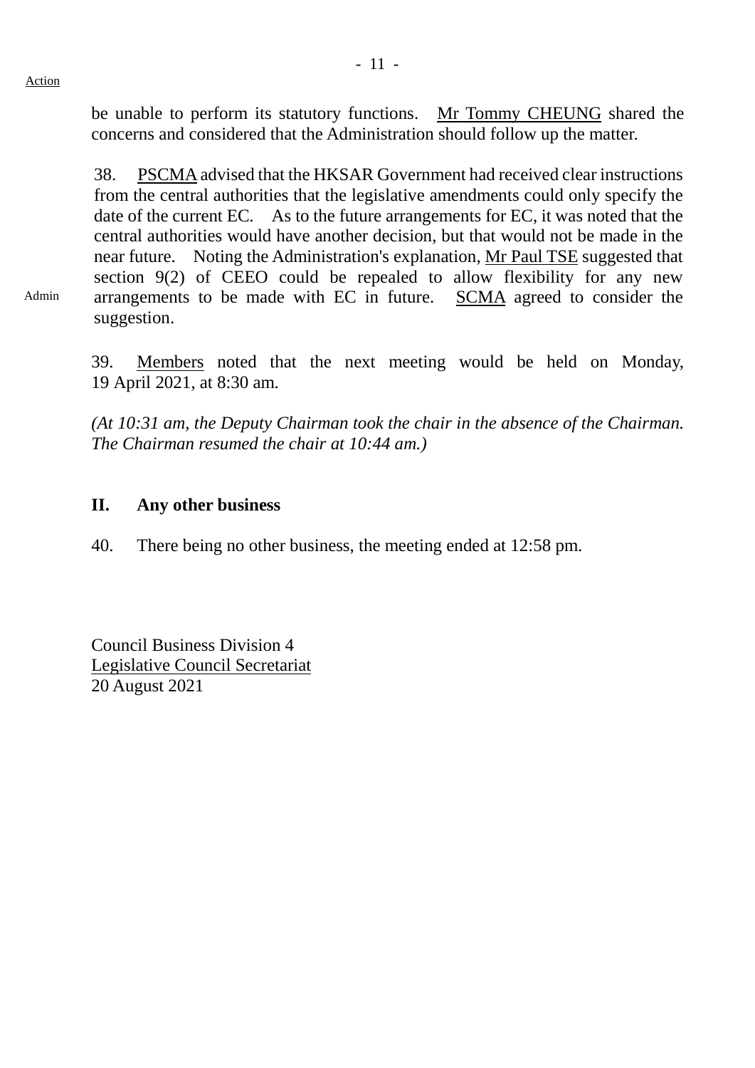Action

be unable to perform its statutory functions. Mr Tommy CHEUNG shared the concerns and considered that the Administration should follow up the matter.

38. PSCMA advised that the HKSAR Government had received clear instructions from the central authorities that the legislative amendments could only specify the date of the current EC. As to the future arrangements for EC, it was noted that the central authorities would have another decision, but that would not be made in the near future. Noting the Administration's explanation, Mr Paul TSE suggested that section 9(2) of CEEO could be repealed to allow flexibility for any new arrangements to be made with EC in future. SCMA agreed to consider the suggestion.

Admin

39. Members noted that the next meeting would be held on Monday, 19 April 2021, at 8:30 am.

*(At 10:31 am, the Deputy Chairman took the chair in the absence of the Chairman. The Chairman resumed the chair at 10:44 am.)*

## II. Any other business

40. There being no other business, the meeting ended at 12:58 pm.

Council Business Division 4
Legislative Council Secretariat
20 August 2021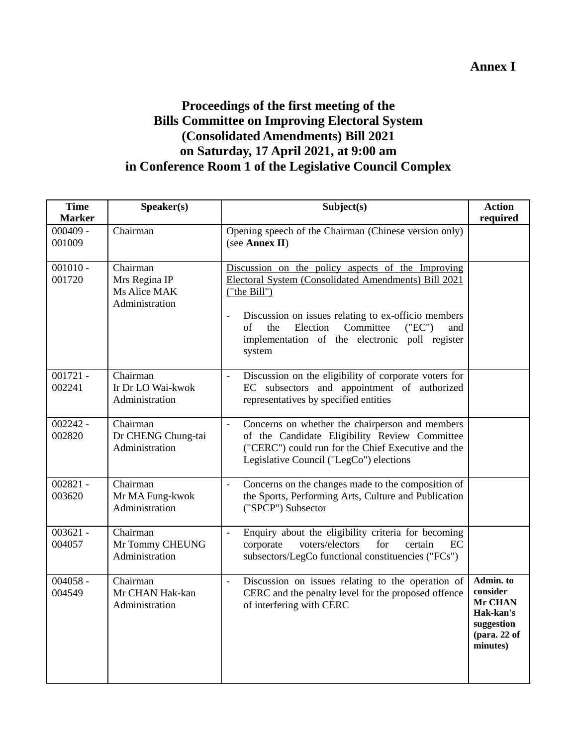**Annex I**

# Proceedings of the first meeting of the Bills Committee on Improving Electoral System (Consolidated Amendments) Bill 2021 on Saturday, 17 April 2021, at 9:00 am in Conference Room 1 of the Legislative Council Complex

| Time Marker | Speaker(s) | Subject(s) | Action required |
|---|---|---|---|
| 000409 - 001009 | Chairman | Opening speech of the Chairman (Chinese version only) (see **Annex II**) | |
| 001010 - 001720 | Chairman<br>Mrs Regina IP<br>Ms Alice MAK<br>Administration | <u>Discussion on the policy aspects of the Improving Electoral System (Consolidated Amendments) Bill 2021 ("the Bill")</u><br><br>- Discussion on issues relating to ex-officio members of the Election Committee ("EC") and implementation of the electronic poll register system | |
| 001721 - 002241 | Chairman<br>Ir Dr LO Wai-kwok<br>Administration | - Discussion on the eligibility of corporate voters for EC subsectors and appointment of authorized representatives by specified entities | |
| 002242 - 002820 | Chairman<br>Dr CHENG Chung-tai<br>Administration | - Concerns on whether the chairperson and members of the Candidate Eligibility Review Committee ("CERC") could run for the Chief Executive and the Legislative Council ("LegCo") elections | |
| 002821 - 003620 | Chairman<br>Mr MA Fung-kwok<br>Administration | - Concerns on the changes made to the composition of the Sports, Performing Arts, Culture and Publication ("SPCP") Subsector | |
| 003621 - 004057 | Chairman<br>Mr Tommy CHEUNG<br>Administration | - Enquiry about the eligibility criteria for becoming corporate voters/electors for certain EC subsectors/LegCo functional constituencies ("FCs") | |
| 004058 - 004549 | Chairman<br>Mr CHAN Hak-kan<br>Administration | - Discussion on issues relating to the operation of CERC and the penalty level for the proposed offence of interfering with CERC | **Admin. to consider Mr CHAN Hak-kan's suggestion (para. 22 of minutes)** |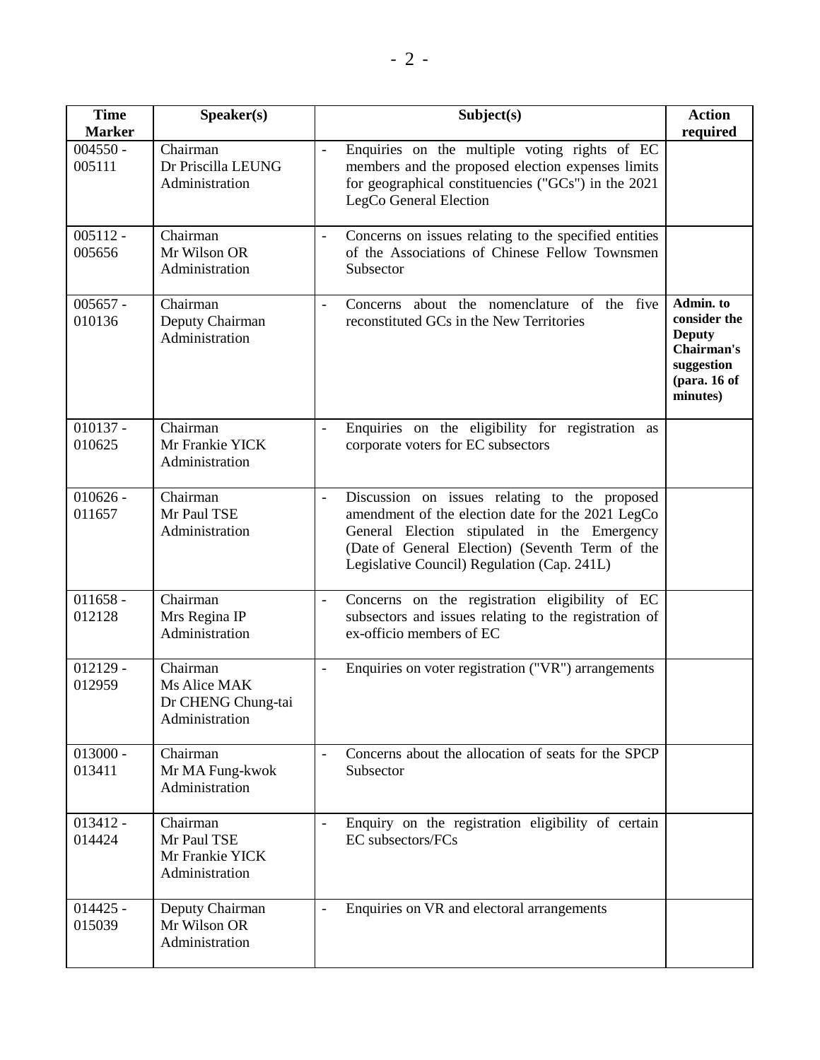| Time Marker | Speaker(s) | Subject(s) | Action required |
|---|---|---|---|
| 004550 - 005111 | Chairman<br>Dr Priscilla LEUNG<br>Administration | - Enquiries on the multiple voting rights of EC members and the proposed election expenses limits for geographical constituencies ("GCs") in the 2021 LegCo General Election | |
| 005112 - 005656 | Chairman<br>Mr Wilson OR<br>Administration | - Concerns on issues relating to the specified entities of the Associations of Chinese Fellow Townsmen Subsector | |
| 005657 - 010136 | Chairman<br>Deputy Chairman<br>Administration | - Concerns about the nomenclature of the five reconstituted GCs in the New Territories | **Admin. to consider the Deputy Chairman's suggestion (para. 16 of minutes)** |
| 010137 - 010625 | Chairman<br>Mr Frankie YICK<br>Administration | - Enquiries on the eligibility for registration as corporate voters for EC subsectors | |
| 010626 - 011657 | Chairman<br>Mr Paul TSE<br>Administration | - Discussion on issues relating to the proposed amendment of the election date for the 2021 LegCo General Election stipulated in the Emergency (Date of General Election) (Seventh Term of the Legislative Council) Regulation (Cap. 241L) | |
| 011658 - 012128 | Chairman<br>Mrs Regina IP<br>Administration | - Concerns on the registration eligibility of EC subsectors and issues relating to the registration of ex-officio members of EC | |
| 012129 - 012959 | Chairman<br>Ms Alice MAK<br>Dr CHENG Chung-tai<br>Administration | - Enquiries on voter registration ("VR") arrangements | |
| 013000 - 013411 | Chairman<br>Mr MA Fung-kwok<br>Administration | - Concerns about the allocation of seats for the SPCP Subsector | |
| 013412 - 014424 | Chairman<br>Mr Paul TSE<br>Mr Frankie YICK<br>Administration | - Enquiry on the registration eligibility of certain EC subsectors/FCs | |
| 014425 - 015039 | Deputy Chairman<br>Mr Wilson OR<br>Administration | - Enquiries on VR and electoral arrangements | |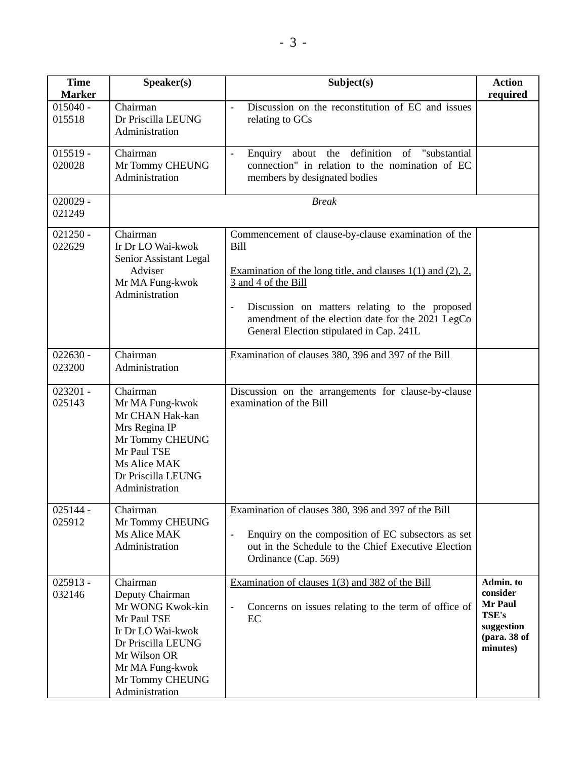| Time Marker | Speaker(s) | Subject(s) | Action required |
|---|---|---|---|
| 015040 - 015518 | Chairman<br>Dr Priscilla LEUNG<br>Administration | - Discussion on the reconstitution of EC and issues relating to GCs | |
| 015519 - 020028 | Chairman<br>Mr Tommy CHEUNG<br>Administration | - Enquiry about the definition of "substantial connection" in relation to the nomination of EC members by designated bodies | |
| 020029 - 021249 | *Break* | | |
| 021250 - 022629 | Chairman<br>Ir Dr LO Wai-kwok<br>Senior Assistant Legal Adviser<br>Mr MA Fung-kwok<br>Administration | Commencement of clause-by-clause examination of the Bill<br><br><u>Examination of the long title, and clauses 1(1) and (2), 2, 3 and 4 of the Bill</u><br><br>- Discussion on matters relating to the proposed amendment of the election date for the 2021 LegCo General Election stipulated in Cap. 241L | |
| 022630 - 023200 | Chairman<br>Administration | <u>Examination of clauses 380, 396 and 397 of the Bill</u> | |
| 023201 - 025143 | Chairman<br>Mr MA Fung-kwok<br>Mr CHAN Hak-kan<br>Mrs Regina IP<br>Mr Tommy CHEUNG<br>Mr Paul TSE<br>Ms Alice MAK<br>Dr Priscilla LEUNG<br>Administration | Discussion on the arrangements for clause-by-clause examination of the Bill | |
| 025144 - 025912 | Chairman<br>Mr Tommy CHEUNG<br>Ms Alice MAK<br>Administration | <u>Examination of clauses 380, 396 and 397 of the Bill</u><br><br>- Enquiry on the composition of EC subsectors as set out in the Schedule to the Chief Executive Election Ordinance (Cap. 569) | |
| 025913 - 032146 | Chairman<br>Deputy Chairman<br>Mr WONG Kwok-kin<br>Mr Paul TSE<br>Ir Dr LO Wai-kwok<br>Dr Priscilla LEUNG<br>Mr Wilson OR<br>Mr MA Fung-kwok<br>Mr Tommy CHEUNG<br>Administration | <u>Examination of clauses 1(3) and 382 of the Bill</u><br><br>- Concerns on issues relating to the term of office of EC | **Admin. to consider Mr Paul TSE's suggestion (para. 38 of minutes)** |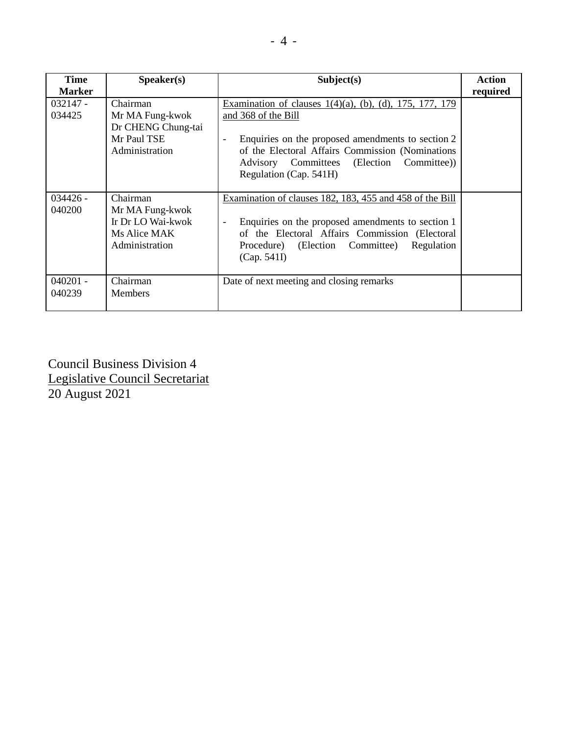| Time Marker | Speaker(s) | Subject(s) | Action required |
|---|---|---|---|
| 032147 - 034425 | Chairman<br>Mr MA Fung-kwok<br>Dr CHENG Chung-tai<br>Mr Paul TSE<br>Administration | Examination of clauses 1(4)(a), (b), (d), 175, 177, 179 and 368 of the Bill<br><br>- Enquiries on the proposed amendments to section 2 of the Electoral Affairs Commission (Nominations Advisory Committees (Election Committee)) Regulation (Cap. 541H) | |
| 034426 - 040200 | Chairman<br>Mr MA Fung-kwok<br>Ir Dr LO Wai-kwok<br>Ms Alice MAK<br>Administration | Examination of clauses 182, 183, 455 and 458 of the Bill<br><br>- Enquiries on the proposed amendments to section 1 of the Electoral Affairs Commission (Electoral Procedure) (Election Committee) Regulation (Cap. 541I) | |
| 040201 - 040239 | Chairman<br>Members | Date of next meeting and closing remarks | |

Council Business Division 4
Legislative Council Secretariat
20 August 2021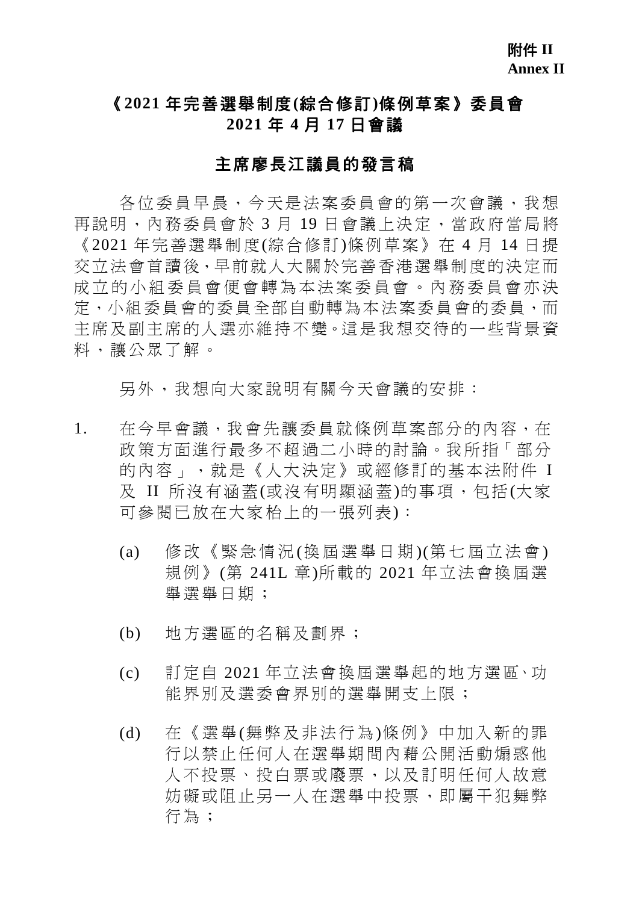**附件 II**
**Annex II**

## 《2021 年完善選舉制度(綜合修訂)條例草案》委員會
## 2021 年 4 月 17 日會議

### 主席廖長江議員的發言稿

各位委員早晨，今天是法案委員會的第一次會議，我想再說明，內務委員會於 3 月 19 日會議上決定，當政府當局將《2021 年完善選舉制度(綜合修訂)條例草案》在 4 月 14 日提交立法會首讀後，早前就人大關於完善香港選舉制度的決定而成立的小組委員會便會轉為本法案委員會。內務委員會亦決定，小組委員會的委員全部自動轉為本法案委員會的委員，而主席及副主席的人選亦維持不變。這是我想交待的一些背景資料，讓公眾了解。

另外，我想向大家說明有關今天會議的安排：

1. 在今早會議，我會先讓委員就條例草案部分的內容，在政策方面進行最多不超過二小時的討論。我所指「部分的內容」，就是《人大決定》或經修訂的基本法附件 I 及 II 所沒有涵蓋(或沒有明顯涵蓋)的事項，包括(大家可參閱已放在大家枱上的一張列表)：

    (a) 修改《緊急情況(換屆選舉日期)(第七屆立法會)規例》(第 241L 章)所載的 2021 年立法會換屆選舉選舉日期；

    (b) 地方選區的名稱及劃界；

    (c) 訂定自 2021 年立法會換屆選舉起的地方選區、功能界別及選委會界別的選舉開支上限；

    (d) 在《選舉(舞弊及非法行為)條例》中加入新的罪行以禁止任何人在選舉期間內藉公開活動煽惑他人不投票、投白票或廢票，以及訂明任何人故意妨礙或阻止另一人在選舉中投票，即屬干犯舞弊行為；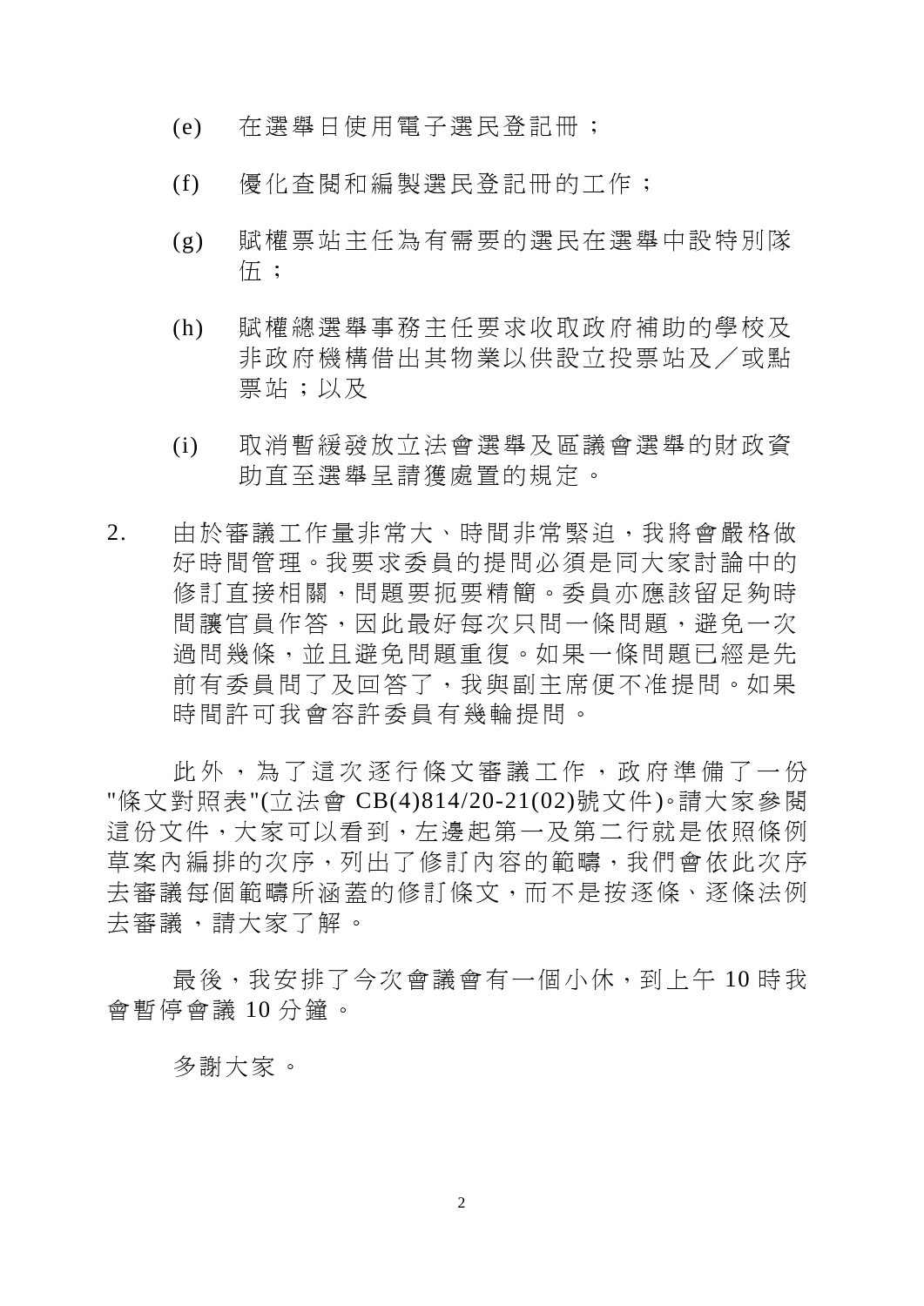(e) 在選舉日使用電子選民登記冊；

(f) 優化查閱和編製選民登記冊的工作；

(g) 賦權票站主任為有需要的選民在選舉中設特別隊伍；

(h) 賦權總選舉事務主任要求收取政府補助的學校及非政府機構借出其物業以供設立投票站及／或點票站；以及

(i) 取消暫緩發放立法會選舉及區議會選舉的財政資助直至選舉呈請獲處置的規定。

2. 由於審議工作量非常大、時間非常緊迫，我將會嚴格做好時間管理。我要求委員的提問必須是同大家討論中的修訂直接相關，問題要扼要精簡。委員亦應該留足夠時間讓官員作答，因此最好每次只問一條問題，避免一次過問幾條，並且避免問題重復。如果一條問題已經是先前有委員問了及回答了，我與副主席便不准提問。如果時間許可我會容許委員有幾輪提問。

此外，為了這次逐行條文審議工作，政府準備了一份"條文對照表"(立法會 CB(4)814/20-21(02)號文件)。請大家參閱這份文件，大家可以看到，左邊起第一及第二行就是依照條例草案內編排的次序，列出了修訂內容的範疇，我們會依此次序去審議每個範疇所涵蓋的修訂條文，而不是按逐條、逐條法例去審議，請大家了解。

最後，我安排了今次會議會有一個小休，到上午 10 時我會暫停會議 10 分鐘。

多謝大家。